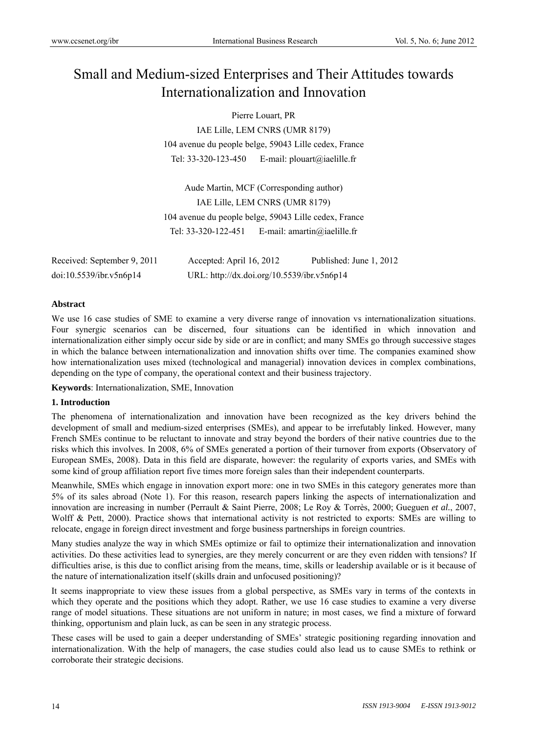# Small and Medium-sized Enterprises and Their Attitudes towards Internationalization and Innovation

Pierre Louart, PR

IAE Lille, LEM CNRS (UMR 8179)

104 avenue du people belge, 59043 Lille cedex, France

Tel: 33-320-123-450 E-mail: plouart@iaelille.fr

Aude Martin, MCF (Corresponding author)

IAE Lille, LEM CNRS (UMR 8179)

104 avenue du people belge, 59043 Lille cedex, France

Tel: 33-320-122-451 E-mail: amartin@iaelille.fr

Received: September 9, 2011 Accepted: April 16, 2012 Published: June 1, 2012

doi:10.5539/ibr.v5n6p14 URL: http://dx.doi.org/10.5539/ibr.v5n6p14

## Abstract

We use 16 case studies of SME to examine a very diverse range of innovation vs internationalization situations. Four synergic scenarios can be discerned, four situations can be identified in which innovation and internationalization either simply occur side by side or are in conflict; and many SMEs go through successive stages in which the balance between internationalization and innovation shifts over time. The companies examined show how internationalization uses mixed (technological and managerial) innovation devices in complex combinations, depending on the type of company, the operational context and their business trajectory.

**Keywords**: Internationalization, SME, Innovation

## 1. Introduction

The phenomena of internationalization and innovation have been recognized as the key drivers behind the development of small and medium-sized enterprises (SMEs), and appear to be irrefutably linked. However, many French SMEs continue to be reluctant to innovate and stray beyond the borders of their native countries due to the risks which this involves. In 2008, 6% of SMEs generated a portion of their turnover from exports (Observatory of European SMEs, 2008). Data in this field are disparate, however: the regularity of exports varies, and SMEs with some kind of group affiliation report five times more foreign sales than their independent counterparts.

Meanwhile, SMEs which engage in innovation export more: one in two SMEs in this category generates more than 5% of its sales abroad (Note 1). For this reason, research papers linking the aspects of internationalization and innovation are increasing in number (Perrault & Saint Pierre, 2008; Le Roy & Torrès, 2000; Gueguen *et al.*, 2007, Wolff & Pett, 2000). Practice shows that international activity is not restricted to exports: SMEs are willing to relocate, engage in foreign direct investment and forge business partnerships in foreign countries.

Many studies analyze the way in which SMEs optimize or fail to optimize their internationalization and innovation activities. Do these activities lead to synergies, are they merely concurrent or are they even ridden with tensions? If difficulties arise, is this due to conflict arising from the means, time, skills or leadership available or is it because of the nature of internationalization itself (skills drain and unfocused positioning)?

It seems inappropriate to view these issues from a global perspective, as SMEs vary in terms of the contexts in which they operate and the positions which they adopt. Rather, we use 16 case studies to examine a very diverse range of model situations. These situations are not uniform in nature; in most cases, we find a mixture of forward thinking, opportunism and plain luck, as can be seen in any strategic process.

These cases will be used to gain a deeper understanding of SMEs' strategic positioning regarding innovation and internationalization. With the help of managers, the case studies could also lead us to cause SMEs to rethink or corroborate their strategic decisions.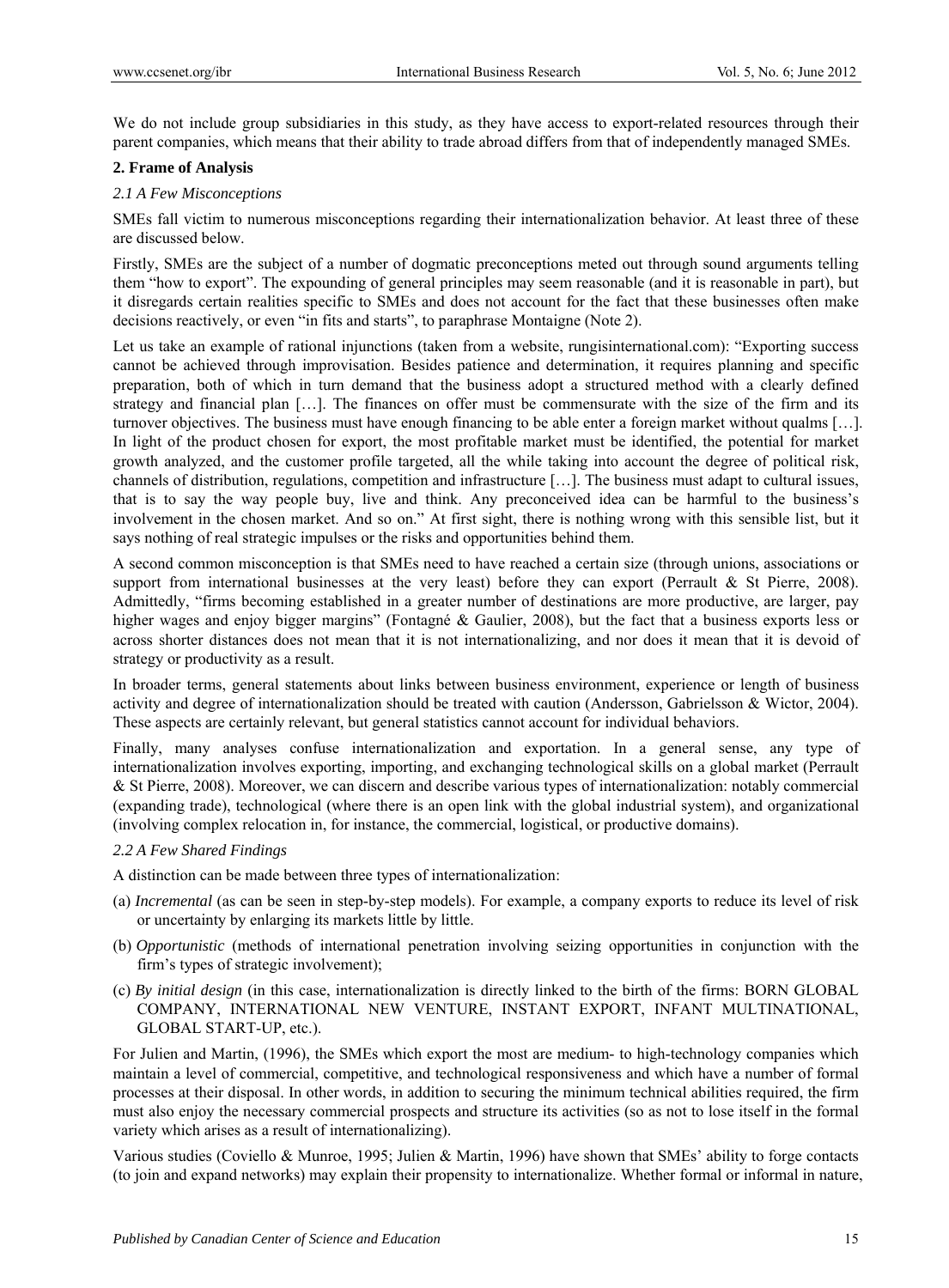We do not include group subsidiaries in this study, as they have access to export-related resources through their parent companies, which means that their ability to trade abroad differs from that of independently managed SMEs.

## 2. Frame of Analysis

### *2.1 A Few Misconceptions*

SMEs fall victim to numerous misconceptions regarding their internationalization behavior. At least three of these are discussed below.

Firstly, SMEs are the subject of a number of dogmatic preconceptions meted out through sound arguments telling them "how to export". The expounding of general principles may seem reasonable (and it is reasonable in part), but it disregards certain realities specific to SMEs and does not account for the fact that these businesses often make decisions reactively, or even "in fits and starts", to paraphrase Montaigne (Note 2).

Let us take an example of rational injunctions (taken from a website, rungisinternational.com): "Exporting success cannot be achieved through improvisation. Besides patience and determination, it requires planning and specific preparation, both of which in turn demand that the business adopt a structured method with a clearly defined strategy and financial plan […]. The finances on offer must be commensurate with the size of the firm and its turnover objectives. The business must have enough financing to be able enter a foreign market without qualms […]. In light of the product chosen for export, the most profitable market must be identified, the potential for market growth analyzed, and the customer profile targeted, all the while taking into account the degree of political risk, channels of distribution, regulations, competition and infrastructure […]. The business must adapt to cultural issues, that is to say the way people buy, live and think. Any preconceived idea can be harmful to the business's involvement in the chosen market. And so on." At first sight, there is nothing wrong with this sensible list, but it says nothing of real strategic impulses or the risks and opportunities behind them.

A second common misconception is that SMEs need to have reached a certain size (through unions, associations or support from international businesses at the very least) before they can export (Perrault & St Pierre, 2008). Admittedly, "firms becoming established in a greater number of destinations are more productive, are larger, pay higher wages and enjoy bigger margins" (Fontagné & Gaulier, 2008), but the fact that a business exports less or across shorter distances does not mean that it is not internationalizing, and nor does it mean that it is devoid of strategy or productivity as a result.

In broader terms, general statements about links between business environment, experience or length of business activity and degree of internationalization should be treated with caution (Andersson, Gabrielsson & Wictor, 2004). These aspects are certainly relevant, but general statistics cannot account for individual behaviors.

Finally, many analyses confuse internationalization and exportation. In a general sense, any type of internationalization involves exporting, importing, and exchanging technological skills on a global market (Perrault & St Pierre, 2008). Moreover, we can discern and describe various types of internationalization: notably commercial (expanding trade), technological (where there is an open link with the global industrial system), and organizational (involving complex relocation in, for instance, the commercial, logistical, or productive domains).

### *2.2 A Few Shared Findings*

A distinction can be made between three types of internationalization:

(a) *Incremental* (as can be seen in step-by-step models). For example, a company exports to reduce its level of risk or uncertainty by enlarging its markets little by little.

(b) *Opportunistic* (methods of international penetration involving seizing opportunities in conjunction with the firm's types of strategic involvement);

(c) *By initial design* (in this case, internationalization is directly linked to the birth of the firms: BORN GLOBAL COMPANY, INTERNATIONAL NEW VENTURE, INSTANT EXPORT, INFANT MULTINATIONAL, GLOBAL START-UP, etc.).

For Julien and Martin, (1996), the SMEs which export the most are medium- to high-technology companies which maintain a level of commercial, competitive, and technological responsiveness and which have a number of formal processes at their disposal. In other words, in addition to securing the minimum technical abilities required, the firm must also enjoy the necessary commercial prospects and structure its activities (so as not to lose itself in the formal variety which arises as a result of internationalizing).

Various studies (Coviello & Munroe, 1995; Julien & Martin, 1996) have shown that SMEs' ability to forge contacts (to join and expand networks) may explain their propensity to internationalize. Whether formal or informal in nature,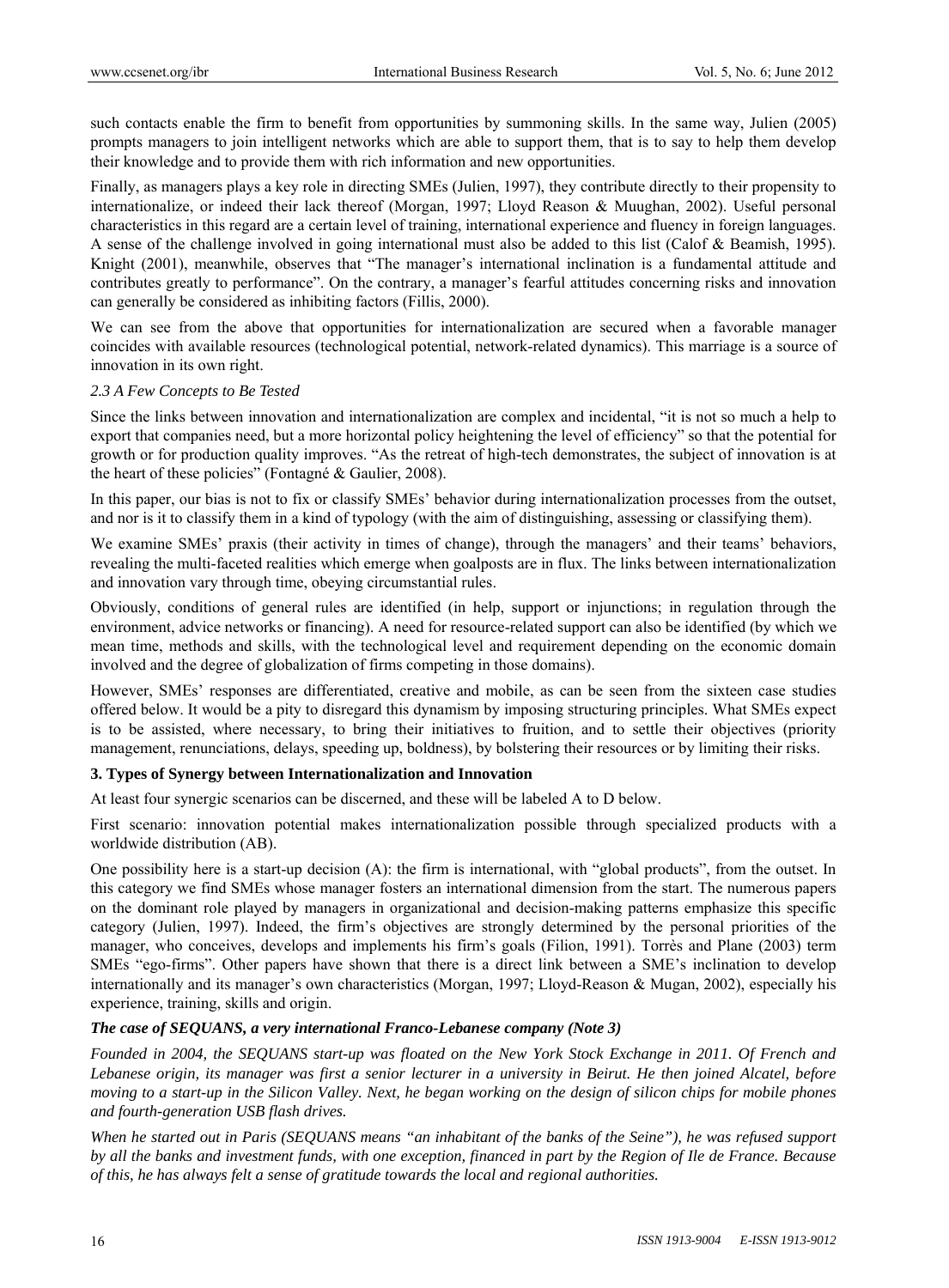such contacts enable the firm to benefit from opportunities by summoning skills. In the same way, Julien (2005) prompts managers to join intelligent networks which are able to support them, that is to say to help them develop their knowledge and to provide them with rich information and new opportunities.

Finally, as managers plays a key role in directing SMEs (Julien, 1997), they contribute directly to their propensity to internationalize, or indeed their lack thereof (Morgan, 1997; Lloyd Reason & Muughan, 2002). Useful personal characteristics in this regard are a certain level of training, international experience and fluency in foreign languages. A sense of the challenge involved in going international must also be added to this list (Calof & Beamish, 1995). Knight (2001), meanwhile, observes that "The manager's international inclination is a fundamental attitude and contributes greatly to performance". On the contrary, a manager's fearful attitudes concerning risks and innovation can generally be considered as inhibiting factors (Fillis, 2000).

We can see from the above that opportunities for internationalization are secured when a favorable manager coincides with available resources (technological potential, network-related dynamics). This marriage is a source of innovation in its own right.

### *2.3 A Few Concepts to Be Tested*

Since the links between innovation and internationalization are complex and incidental, "it is not so much a help to export that companies need, but a more horizontal policy heightening the level of efficiency" so that the potential for growth or for production quality improves. "As the retreat of high-tech demonstrates, the subject of innovation is at the heart of these policies" (Fontagné & Gaulier, 2008).

In this paper, our bias is not to fix or classify SMEs' behavior during internationalization processes from the outset, and nor is it to classify them in a kind of typology (with the aim of distinguishing, assessing or classifying them).

We examine SMEs' praxis (their activity in times of change), through the managers' and their teams' behaviors, revealing the multi-faceted realities which emerge when goalposts are in flux. The links between internationalization and innovation vary through time, obeying circumstantial rules.

Obviously, conditions of general rules are identified (in help, support or injunctions; in regulation through the environment, advice networks or financing). A need for resource-related support can also be identified (by which we mean time, methods and skills, with the technological level and requirement depending on the economic domain involved and the degree of globalization of firms competing in those domains).

However, SMEs' responses are differentiated, creative and mobile, as can be seen from the sixteen case studies offered below. It would be a pity to disregard this dynamism by imposing structuring principles. What SMEs expect is to be assisted, where necessary, to bring their initiatives to fruition, and to settle their objectives (priority management, renunciations, delays, speeding up, boldness), by bolstering their resources or by limiting their risks.

## 3. Types of Synergy between Internationalization and Innovation

At least four synergic scenarios can be discerned, and these will be labeled A to D below.

First scenario: innovation potential makes internationalization possible through specialized products with a worldwide distribution (AB).

One possibility here is a start-up decision (A): the firm is international, with "global products", from the outset. In this category we find SMEs whose manager fosters an international dimension from the start. The numerous papers on the dominant role played by managers in organizational and decision-making patterns emphasize this specific category (Julien, 1997). Indeed, the firm's objectives are strongly determined by the personal priorities of the manager, who conceives, develops and implements his firm's goals (Filion, 1991). Torrès and Plane (2003) term SMEs "ego-firms". Other papers have shown that there is a direct link between a SME's inclination to develop internationally and its manager's own characteristics (Morgan, 1997; Lloyd-Reason & Mugan, 2002), especially his experience, training, skills and origin.

***The case of SEQUANS, a very international Franco-Lebanese company (Note 3)***

*Founded in 2004, the SEQUANS start-up was floated on the New York Stock Exchange in 2011. Of French and Lebanese origin, its manager was first a senior lecturer in a university in Beirut. He then joined Alcatel, before moving to a start-up in the Silicon Valley. Next, he began working on the design of silicon chips for mobile phones and fourth-generation USB flash drives.*

*When he started out in Paris (SEQUANS means "an inhabitant of the banks of the Seine"), he was refused support by all the banks and investment funds, with one exception, financed in part by the Region of Ile de France. Because of this, he has always felt a sense of gratitude towards the local and regional authorities.*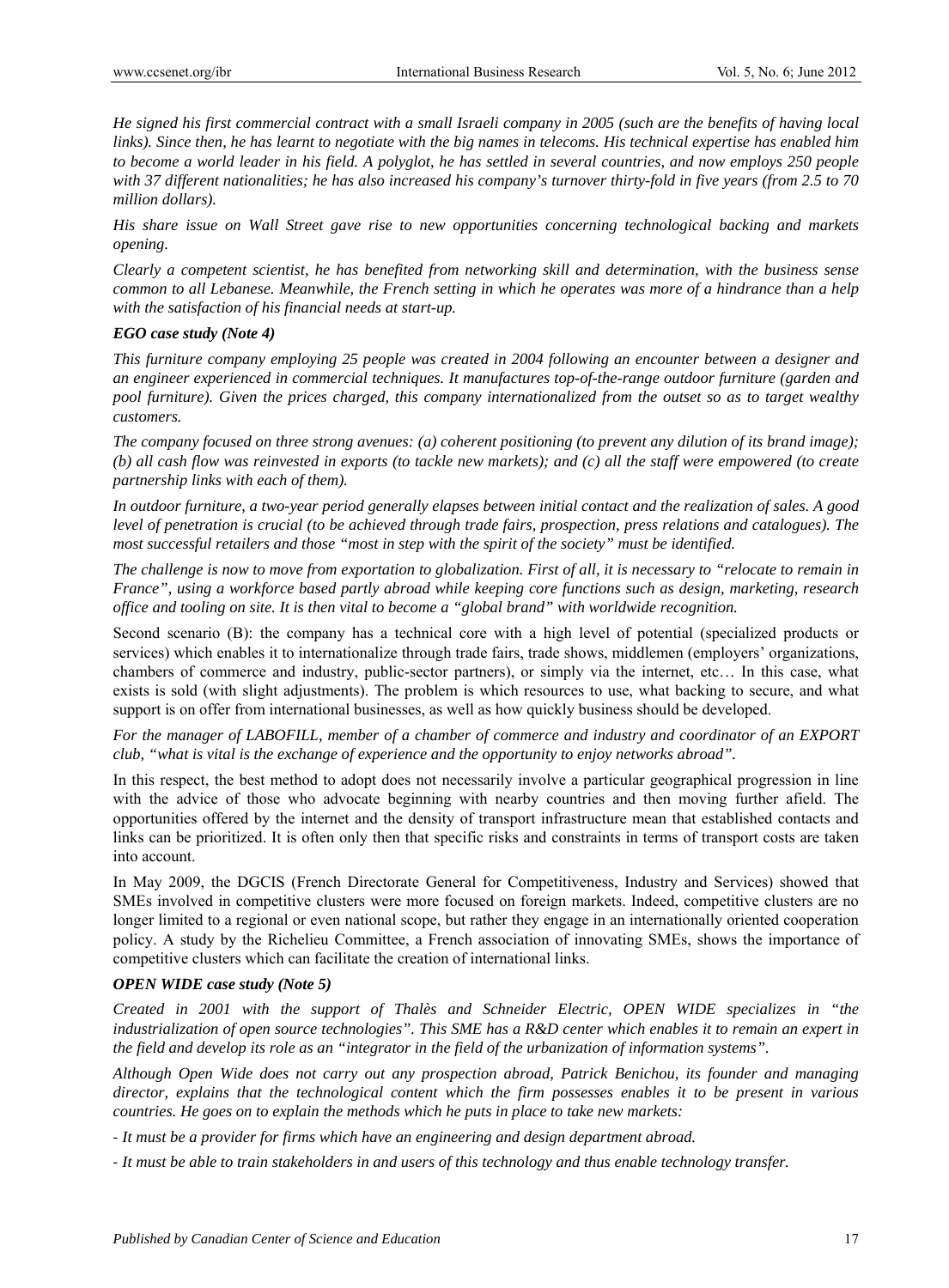*He signed his first commercial contract with a small Israeli company in 2005 (such are the benefits of having local links). Since then, he has learnt to negotiate with the big names in telecoms. His technical expertise has enabled him to become a world leader in his field. A polyglot, he has settled in several countries, and now employs 250 people with 37 different nationalities; he has also increased his company's turnover thirty-fold in five years (from 2.5 to 70 million dollars).*

*His share issue on Wall Street gave rise to new opportunities concerning technological backing and markets opening.*

*Clearly a competent scientist, he has benefited from networking skill and determination, with the business sense common to all Lebanese. Meanwhile, the French setting in which he operates was more of a hindrance than a help with the satisfaction of his financial needs at start-up.*

***EGO case study (Note 4)***

*This furniture company employing 25 people was created in 2004 following an encounter between a designer and an engineer experienced in commercial techniques. It manufactures top-of-the-range outdoor furniture (garden and pool furniture). Given the prices charged, this company internationalized from the outset so as to target wealthy customers.*

*The company focused on three strong avenues: (a) coherent positioning (to prevent any dilution of its brand image); (b) all cash flow was reinvested in exports (to tackle new markets); and (c) all the staff were empowered (to create partnership links with each of them).*

*In outdoor furniture, a two-year period generally elapses between initial contact and the realization of sales. A good level of penetration is crucial (to be achieved through trade fairs, prospection, press relations and catalogues). The most successful retailers and those "most in step with the spirit of the society" must be identified.*

*The challenge is now to move from exportation to globalization. First of all, it is necessary to "relocate to remain in France", using a workforce based partly abroad while keeping core functions such as design, marketing, research office and tooling on site. It is then vital to become a "global brand" with worldwide recognition.*

Second scenario (B): the company has a technical core with a high level of potential (specialized products or services) which enables it to internationalize through trade fairs, trade shows, middlemen (employers' organizations, chambers of commerce and industry, public-sector partners), or simply via the internet, etc… In this case, what exists is sold (with slight adjustments). The problem is which resources to use, what backing to secure, and what support is on offer from international businesses, as well as how quickly business should be developed.

*For the manager of LABOFILL, member of a chamber of commerce and industry and coordinator of an EXPORT club, "what is vital is the exchange of experience and the opportunity to enjoy networks abroad".*

In this respect, the best method to adopt does not necessarily involve a particular geographical progression in line with the advice of those who advocate beginning with nearby countries and then moving further afield. The opportunities offered by the internet and the density of transport infrastructure mean that established contacts and links can be prioritized. It is often only then that specific risks and constraints in terms of transport costs are taken into account.

In May 2009, the DGCIS (French Directorate General for Competitiveness, Industry and Services) showed that SMEs involved in competitive clusters were more focused on foreign markets. Indeed, competitive clusters are no longer limited to a regional or even national scope, but rather they engage in an internationally oriented cooperation policy. A study by the Richelieu Committee, a French association of innovating SMEs, shows the importance of competitive clusters which can facilitate the creation of international links.

***OPEN WIDE case study (Note 5)***

*Created in 2001 with the support of Thalès and Schneider Electric, OPEN WIDE specializes in "the industrialization of open source technologies". This SME has a R&D center which enables it to remain an expert in the field and develop its role as an "integrator in the field of the urbanization of information systems".*

*Although Open Wide does not carry out any prospection abroad, Patrick Benichou, its founder and managing director, explains that the technological content which the firm possesses enables it to be present in various countries. He goes on to explain the methods which he puts in place to take new markets:*

*- It must be a provider for firms which have an engineering and design department abroad.*

*- It must be able to train stakeholders in and users of this technology and thus enable technology transfer.*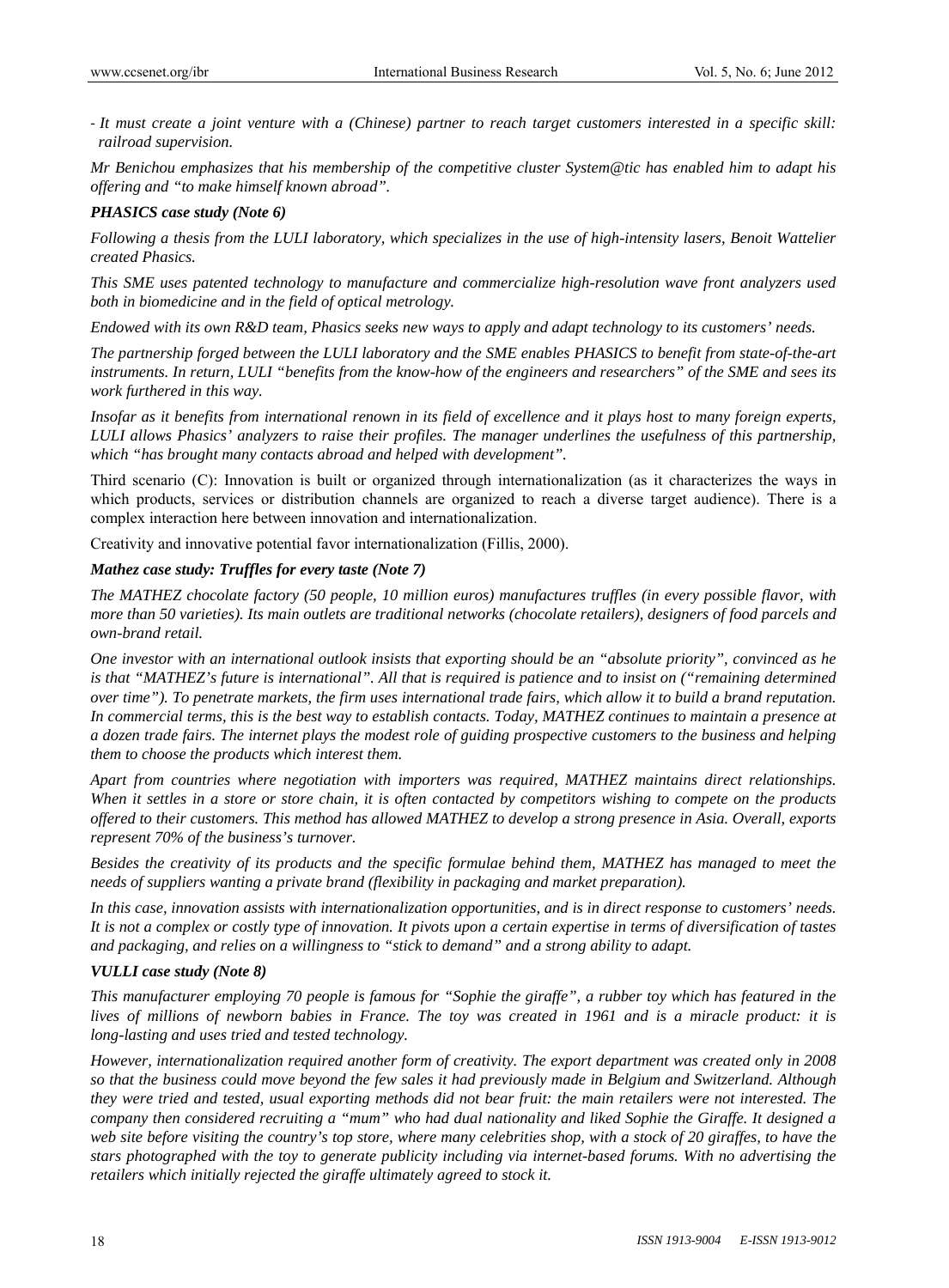*- It must create a joint venture with a (Chinese) partner to reach target customers interested in a specific skill: railroad supervision.*

*Mr Benichou emphasizes that his membership of the competitive cluster System@tic has enabled him to adapt his offering and "to make himself known abroad".*

***PHASICS case study (Note 6)***

*Following a thesis from the LULI laboratory, which specializes in the use of high-intensity lasers, Benoit Wattelier created Phasics.*

*This SME uses patented technology to manufacture and commercialize high-resolution wave front analyzers used both in biomedicine and in the field of optical metrology.*

*Endowed with its own R&D team, Phasics seeks new ways to apply and adapt technology to its customers' needs.*

*The partnership forged between the LULI laboratory and the SME enables PHASICS to benefit from state-of-the-art instruments. In return, LULI "benefits from the know-how of the engineers and researchers" of the SME and sees its work furthered in this way.*

*Insofar as it benefits from international renown in its field of excellence and it plays host to many foreign experts, LULI allows Phasics' analyzers to raise their profiles. The manager underlines the usefulness of this partnership, which "has brought many contacts abroad and helped with development".*

Third scenario (C): Innovation is built or organized through internationalization (as it characterizes the ways in which products, services or distribution channels are organized to reach a diverse target audience). There is a complex interaction here between innovation and internationalization.

Creativity and innovative potential favor internationalization (Fillis, 2000).

***Mathez case study: Truffles for every taste (Note 7)***

*The MATHEZ chocolate factory (50 people, 10 million euros) manufactures truffles (in every possible flavor, with more than 50 varieties). Its main outlets are traditional networks (chocolate retailers), designers of food parcels and own-brand retail.*

*One investor with an international outlook insists that exporting should be an "absolute priority", convinced as he is that "MATHEZ's future is international". All that is required is patience and to insist on ("remaining determined over time"). To penetrate markets, the firm uses international trade fairs, which allow it to build a brand reputation. In commercial terms, this is the best way to establish contacts. Today, MATHEZ continues to maintain a presence at a dozen trade fairs. The internet plays the modest role of guiding prospective customers to the business and helping them to choose the products which interest them.*

*Apart from countries where negotiation with importers was required, MATHEZ maintains direct relationships. When it settles in a store or store chain, it is often contacted by competitors wishing to compete on the products offered to their customers. This method has allowed MATHEZ to develop a strong presence in Asia. Overall, exports represent 70% of the business's turnover.*

*Besides the creativity of its products and the specific formulae behind them, MATHEZ has managed to meet the needs of suppliers wanting a private brand (flexibility in packaging and market preparation).*

*In this case, innovation assists with internationalization opportunities, and is in direct response to customers' needs. It is not a complex or costly type of innovation. It pivots upon a certain expertise in terms of diversification of tastes and packaging, and relies on a willingness to "stick to demand" and a strong ability to adapt.*

***VULLI case study (Note 8)***

*This manufacturer employing 70 people is famous for "Sophie the giraffe", a rubber toy which has featured in the lives of millions of newborn babies in France. The toy was created in 1961 and is a miracle product: it is long-lasting and uses tried and tested technology.*

*However, internationalization required another form of creativity. The export department was created only in 2008 so that the business could move beyond the few sales it had previously made in Belgium and Switzerland. Although they were tried and tested, usual exporting methods did not bear fruit: the main retailers were not interested. The company then considered recruiting a "mum" who had dual nationality and liked Sophie the Giraffe. It designed a web site before visiting the country's top store, where many celebrities shop, with a stock of 20 giraffes, to have the stars photographed with the toy to generate publicity including via internet-based forums. With no advertising the retailers which initially rejected the giraffe ultimately agreed to stock it.*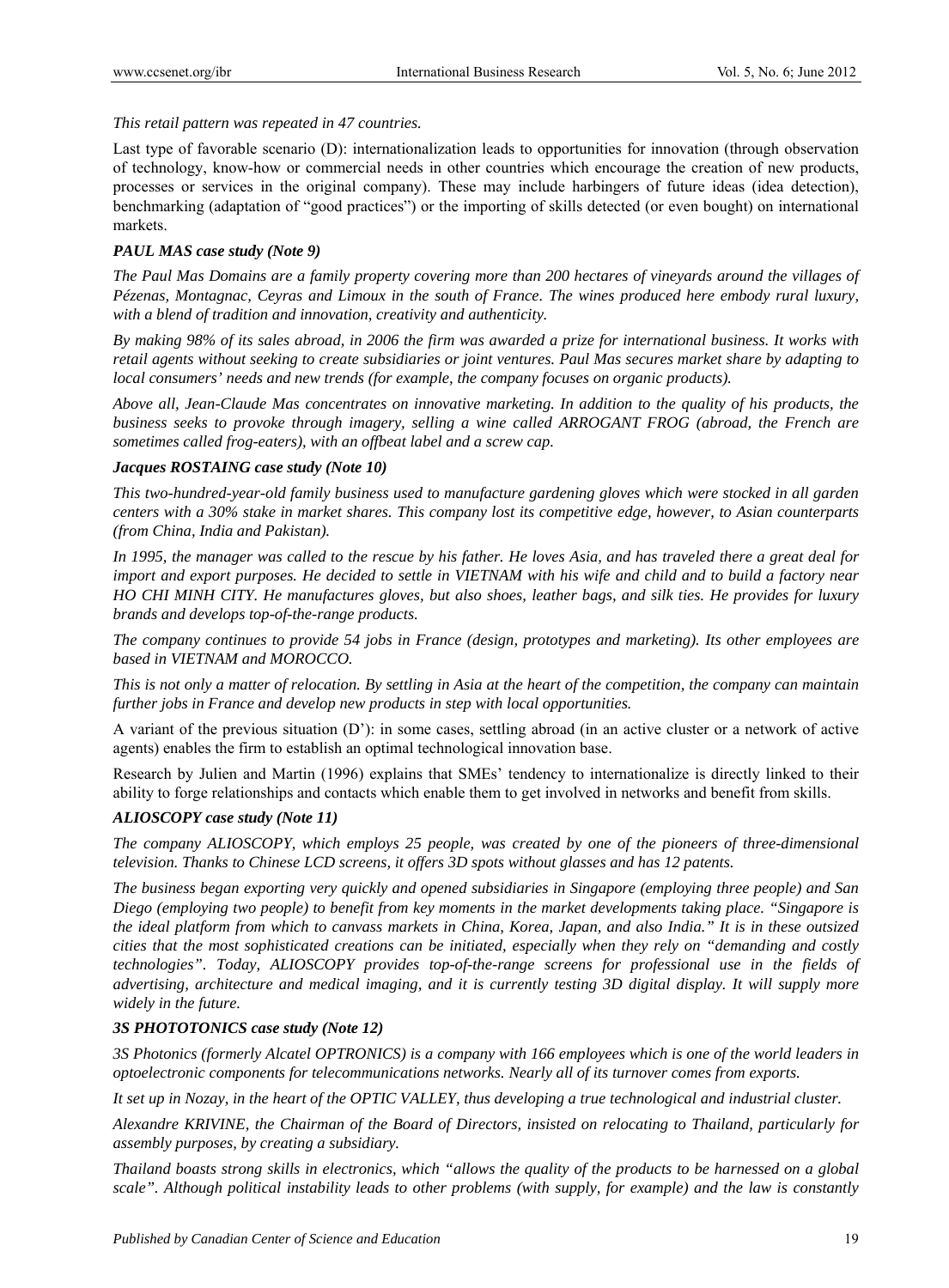*This retail pattern was repeated in 47 countries.*

Last type of favorable scenario (D): internationalization leads to opportunities for innovation (through observation of technology, know-how or commercial needs in other countries which encourage the creation of new products, processes or services in the original company). These may include harbingers of future ideas (idea detection), benchmarking (adaptation of "good practices") or the importing of skills detected (or even bought) on international markets.

***PAUL MAS case study (Note 9)***

*The Paul Mas Domains are a family property covering more than 200 hectares of vineyards around the villages of Pézenas, Montagnac, Ceyras and Limoux in the south of France. The wines produced here embody rural luxury, with a blend of tradition and innovation, creativity and authenticity.*

*By making 98% of its sales abroad, in 2006 the firm was awarded a prize for international business. It works with retail agents without seeking to create subsidiaries or joint ventures. Paul Mas secures market share by adapting to local consumers' needs and new trends (for example, the company focuses on organic products).*

*Above all, Jean-Claude Mas concentrates on innovative marketing. In addition to the quality of his products, the business seeks to provoke through imagery, selling a wine called ARROGANT FROG (abroad, the French are sometimes called frog-eaters), with an offbeat label and a screw cap.*

***Jacques ROSTAING case study (Note 10)***

*This two-hundred-year-old family business used to manufacture gardening gloves which were stocked in all garden centers with a 30% stake in market shares. This company lost its competitive edge, however, to Asian counterparts (from China, India and Pakistan).*

*In 1995, the manager was called to the rescue by his father. He loves Asia, and has traveled there a great deal for import and export purposes. He decided to settle in VIETNAM with his wife and child and to build a factory near HO CHI MINH CITY. He manufactures gloves, but also shoes, leather bags, and silk ties. He provides for luxury brands and develops top-of-the-range products.*

*The company continues to provide 54 jobs in France (design, prototypes and marketing). Its other employees are based in VIETNAM and MOROCCO.*

*This is not only a matter of relocation. By settling in Asia at the heart of the competition, the company can maintain further jobs in France and develop new products in step with local opportunities.*

A variant of the previous situation (D'): in some cases, settling abroad (in an active cluster or a network of active agents) enables the firm to establish an optimal technological innovation base.

Research by Julien and Martin (1996) explains that SMEs' tendency to internationalize is directly linked to their ability to forge relationships and contacts which enable them to get involved in networks and benefit from skills.

***ALIOSCOPY case study (Note 11)***

*The company ALIOSCOPY, which employs 25 people, was created by one of the pioneers of three-dimensional television. Thanks to Chinese LCD screens, it offers 3D spots without glasses and has 12 patents.*

*The business began exporting very quickly and opened subsidiaries in Singapore (employing three people) and San Diego (employing two people) to benefit from key moments in the market developments taking place. "Singapore is the ideal platform from which to canvass markets in China, Korea, Japan, and also India." It is in these outsized cities that the most sophisticated creations can be initiated, especially when they rely on "demanding and costly technologies". Today, ALIOSCOPY provides top-of-the-range screens for professional use in the fields of advertising, architecture and medical imaging, and it is currently testing 3D digital display. It will supply more widely in the future.*

***3S PHOTOTONICS case study (Note 12)***

*3S Photonics (formerly Alcatel OPTRONICS) is a company with 166 employees which is one of the world leaders in optoelectronic components for telecommunications networks. Nearly all of its turnover comes from exports.*

*It set up in Nozay, in the heart of the OPTIC VALLEY, thus developing a true technological and industrial cluster.*

*Alexandre KRIVINE, the Chairman of the Board of Directors, insisted on relocating to Thailand, particularly for assembly purposes, by creating a subsidiary.*

*Thailand boasts strong skills in electronics, which "allows the quality of the products to be harnessed on a global scale". Although political instability leads to other problems (with supply, for example) and the law is constantly*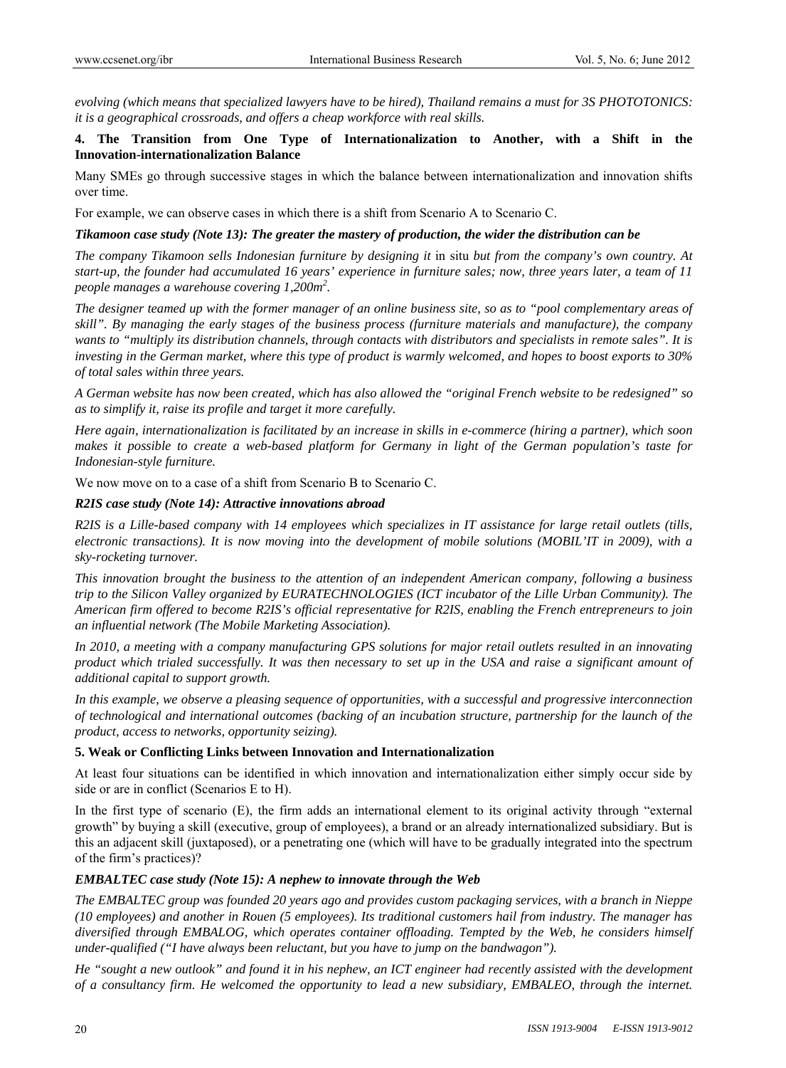*evolving (which means that specialized lawyers have to be hired), Thailand remains a must for 3S PHOTOTONICS: it is a geographical crossroads, and offers a cheap workforce with real skills.*

## 4. The Transition from One Type of Internationalization to Another, with a Shift in the Innovation-internationalization Balance

Many SMEs go through successive stages in which the balance between internationalization and innovation shifts over time.

For example, we can observe cases in which there is a shift from Scenario A to Scenario C.

***Tikamoon case study (Note 13): The greater the mastery of production, the wider the distribution can be***

*The company Tikamoon sells Indonesian furniture by designing it* in situ *but from the company's own country. At start-up, the founder had accumulated 16 years' experience in furniture sales; now, three years later, a team of 11 people manages a warehouse covering 1,200m$^2$.*

*The designer teamed up with the former manager of an online business site, so as to "pool complementary areas of skill". By managing the early stages of the business process (furniture materials and manufacture), the company wants to "multiply its distribution channels, through contacts with distributors and specialists in remote sales". It is investing in the German market, where this type of product is warmly welcomed, and hopes to boost exports to 30% of total sales within three years.*

*A German website has now been created, which has also allowed the "original French website to be redesigned" so as to simplify it, raise its profile and target it more carefully.*

*Here again, internationalization is facilitated by an increase in skills in e-commerce (hiring a partner), which soon makes it possible to create a web-based platform for Germany in light of the German population's taste for Indonesian-style furniture.*

We now move on to a case of a shift from Scenario B to Scenario C.

***R2IS case study (Note 14): Attractive innovations abroad***

*R2IS is a Lille-based company with 14 employees which specializes in IT assistance for large retail outlets (tills, electronic transactions). It is now moving into the development of mobile solutions (MOBIL'IT in 2009), with a sky-rocketing turnover.*

*This innovation brought the business to the attention of an independent American company, following a business trip to the Silicon Valley organized by EURATECHNOLOGIES (ICT incubator of the Lille Urban Community). The American firm offered to become R2IS's official representative for R2IS, enabling the French entrepreneurs to join an influential network (The Mobile Marketing Association).*

*In 2010, a meeting with a company manufacturing GPS solutions for major retail outlets resulted in an innovating product which trialed successfully. It was then necessary to set up in the USA and raise a significant amount of additional capital to support growth.*

*In this example, we observe a pleasing sequence of opportunities, with a successful and progressive interconnection of technological and international outcomes (backing of an incubation structure, partnership for the launch of the product, access to networks, opportunity seizing).*

## 5. Weak or Conflicting Links between Innovation and Internationalization

At least four situations can be identified in which innovation and internationalization either simply occur side by side or are in conflict (Scenarios E to H).

In the first type of scenario (E), the firm adds an international element to its original activity through "external growth" by buying a skill (executive, group of employees), a brand or an already internationalized subsidiary. But is this an adjacent skill (juxtaposed), or a penetrating one (which will have to be gradually integrated into the spectrum of the firm's practices)?

***EMBALTEC case study (Note 15): A nephew to innovate through the Web***

*The EMBALTEC group was founded 20 years ago and provides custom packaging services, with a branch in Nieppe (10 employees) and another in Rouen (5 employees). Its traditional customers hail from industry. The manager has diversified through EMBALOG, which operates container offloading. Tempted by the Web, he considers himself under-qualified ("I have always been reluctant, but you have to jump on the bandwagon").*

*He "sought a new outlook" and found it in his nephew, an ICT engineer had recently assisted with the development of a consultancy firm. He welcomed the opportunity to lead a new subsidiary, EMBALEO, through the internet.*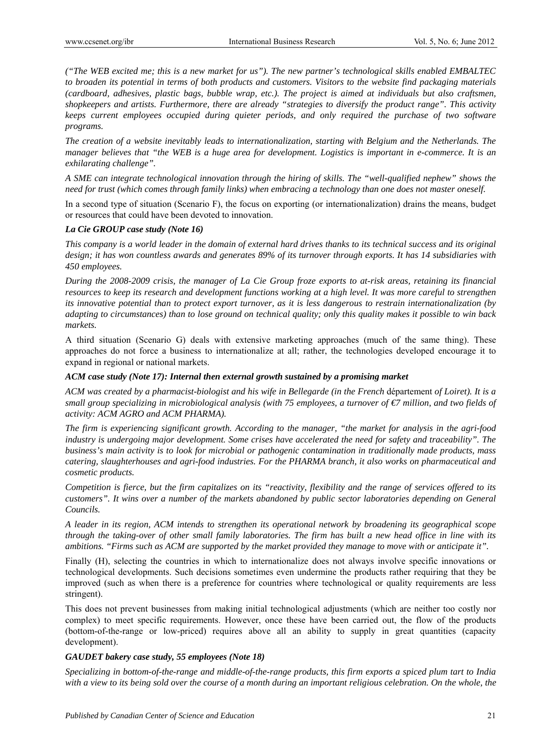*("The WEB excited me; this is a new market for us"). The new partner's technological skills enabled EMBALTEC to broaden its potential in terms of both products and customers. Visitors to the website find packaging materials (cardboard, adhesives, plastic bags, bubble wrap, etc.). The project is aimed at individuals but also craftsmen, shopkeepers and artists. Furthermore, there are already "strategies to diversify the product range". This activity keeps current employees occupied during quieter periods, and only required the purchase of two software programs.*

*The creation of a website inevitably leads to internationalization, starting with Belgium and the Netherlands. The manager believes that "the WEB is a huge area for development. Logistics is important in e-commerce. It is an exhilarating challenge".*

*A SME can integrate technological innovation through the hiring of skills. The "well-qualified nephew" shows the need for trust (which comes through family links) when embracing a technology than one does not master oneself.*

In a second type of situation (Scenario F), the focus on exporting (or internationalization) drains the means, budget or resources that could have been devoted to innovation.

***La Cie GROUP case study (Note 16)***

*This company is a world leader in the domain of external hard drives thanks to its technical success and its original design; it has won countless awards and generates 89% of its turnover through exports. It has 14 subsidiaries with 450 employees.*

*During the 2008-2009 crisis, the manager of La Cie Group froze exports to at-risk areas, retaining its financial resources to keep its research and development functions working at a high level. It was more careful to strengthen its innovative potential than to protect export turnover, as it is less dangerous to restrain internationalization (by adapting to circumstances) than to lose ground on technical quality; only this quality makes it possible to win back markets.*

A third situation (Scenario G) deals with extensive marketing approaches (much of the same thing). These approaches do not force a business to internationalize at all; rather, the technologies developed encourage it to expand in regional or national markets.

***ACM case study (Note 17): Internal then external growth sustained by a promising market***

*ACM was created by a pharmacist-biologist and his wife in Bellegarde (in the French* département *of Loiret). It is a small group specializing in microbiological analysis (with 75 employees, a turnover of €7 million, and two fields of activity: ACM AGRO and ACM PHARMA).*

*The firm is experiencing significant growth. According to the manager, "the market for analysis in the agri-food industry is undergoing major development. Some crises have accelerated the need for safety and traceability". The business's main activity is to look for microbial or pathogenic contamination in traditionally made products, mass catering, slaughterhouses and agri-food industries. For the PHARMA branch, it also works on pharmaceutical and cosmetic products.*

*Competition is fierce, but the firm capitalizes on its "reactivity, flexibility and the range of services offered to its customers". It wins over a number of the markets abandoned by public sector laboratories depending on General Councils.*

*A leader in its region, ACM intends to strengthen its operational network by broadening its geographical scope through the taking-over of other small family laboratories. The firm has built a new head office in line with its ambitions. "Firms such as ACM are supported by the market provided they manage to move with or anticipate it".*

Finally (H), selecting the countries in which to internationalize does not always involve specific innovations or technological developments. Such decisions sometimes even undermine the products rather requiring that they be improved (such as when there is a preference for countries where technological or quality requirements are less stringent).

This does not prevent businesses from making initial technological adjustments (which are neither too costly nor complex) to meet specific requirements. However, once these have been carried out, the flow of the products (bottom-of-the-range or low-priced) requires above all an ability to supply in great quantities (capacity development).

***GAUDET bakery case study, 55 employees (Note 18)***

*Specializing in bottom-of-the-range and middle-of-the-range products, this firm exports a spiced plum tart to India with a view to its being sold over the course of a month during an important religious celebration. On the whole, the*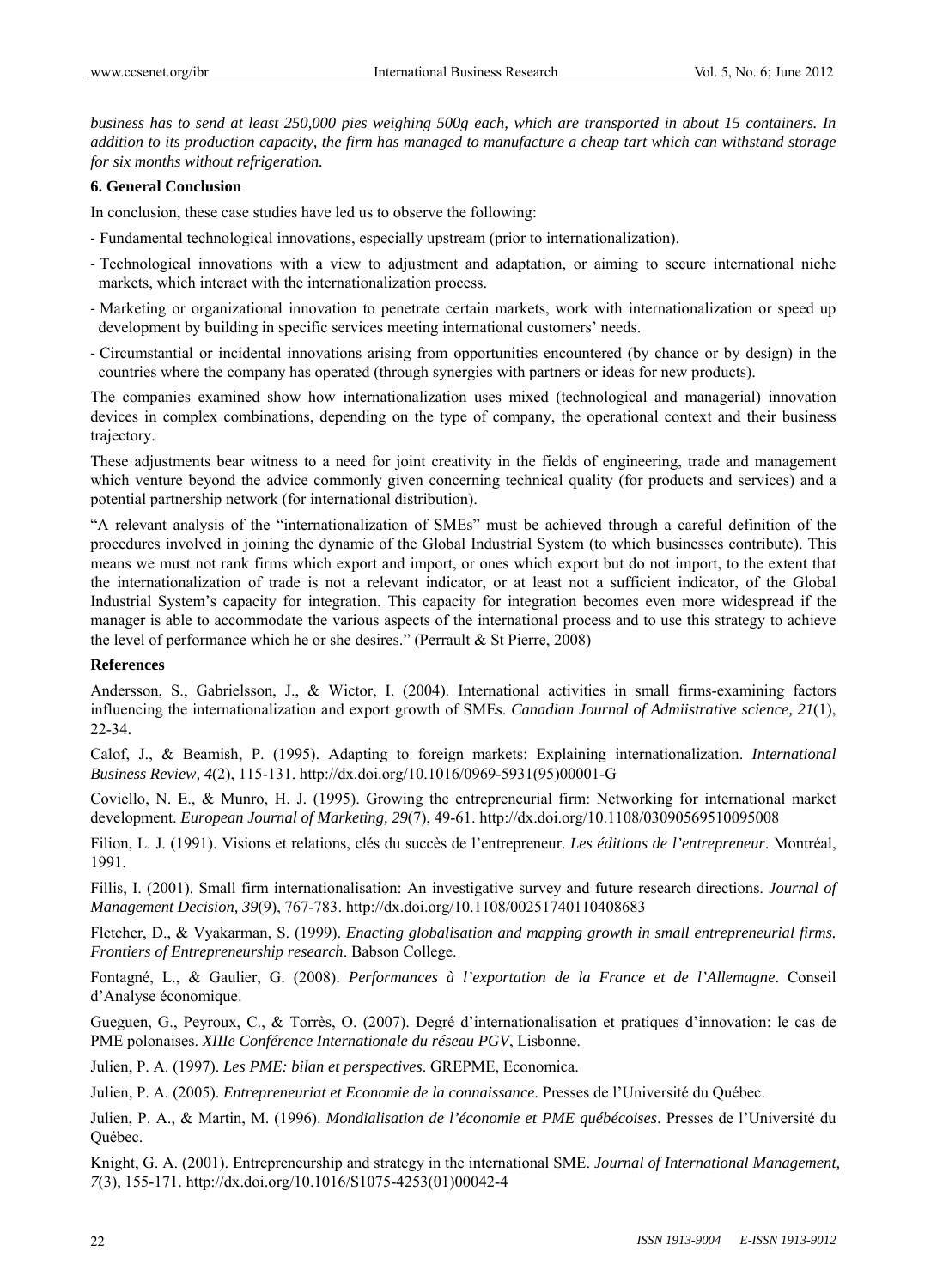*business has to send at least 250,000 pies weighing 500g each, which are transported in about 15 containers. In addition to its production capacity, the firm has managed to manufacture a cheap tart which can withstand storage for six months without refrigeration.*

## 6. General Conclusion

In conclusion, these case studies have led us to observe the following:

- Fundamental technological innovations, especially upstream (prior to internationalization).
- Technological innovations with a view to adjustment and adaptation, or aiming to secure international niche markets, which interact with the internationalization process.
- Marketing or organizational innovation to penetrate certain markets, work with internationalization or speed up development by building in specific services meeting international customers' needs.
- Circumstantial or incidental innovations arising from opportunities encountered (by chance or by design) in the countries where the company has operated (through synergies with partners or ideas for new products).

The companies examined show how internationalization uses mixed (technological and managerial) innovation devices in complex combinations, depending on the type of company, the operational context and their business trajectory.

These adjustments bear witness to a need for joint creativity in the fields of engineering, trade and management which venture beyond the advice commonly given concerning technical quality (for products and services) and a potential partnership network (for international distribution).

"A relevant analysis of the "internationalization of SMEs" must be achieved through a careful definition of the procedures involved in joining the dynamic of the Global Industrial System (to which businesses contribute). This means we must not rank firms which export and import, or ones which export but do not import, to the extent that the internationalization of trade is not a relevant indicator, or at least not a sufficient indicator, of the Global Industrial System's capacity for integration. This capacity for integration becomes even more widespread if the manager is able to accommodate the various aspects of the international process and to use this strategy to achieve the level of performance which he or she desires." (Perrault & St Pierre, 2008)

## References

Andersson, S., Gabrielsson, J., & Wictor, I. (2004). International activities in small firms-examining factors influencing the internationalization and export growth of SMEs. *Canadian Journal of Admiistrative science, 21*(1), 22-34.

Calof, J., & Beamish, P. (1995). Adapting to foreign markets: Explaining internationalization. *International Business Review, 4*(2), 115-131. http://dx.doi.org/10.1016/0969-5931(95)00001-G

Coviello, N. E., & Munro, H. J. (1995). Growing the entrepreneurial firm: Networking for international market development. *European Journal of Marketing, 29*(7), 49-61. http://dx.doi.org/10.1108/03090569510095008

Filion, L. J. (1991). Visions et relations, clés du succès de l'entrepreneur. *Les éditions de l'entrepreneur*. Montréal, 1991.

Fillis, I. (2001). Small firm internationalisation: An investigative survey and future research directions. *Journal of Management Decision, 39*(9), 767-783. http://dx.doi.org/10.1108/00251740110408683

Fletcher, D., & Vyakarman, S. (1999). *Enacting globalisation and mapping growth in small entrepreneurial firms. Frontiers of Entrepreneurship research*. Babson College.

Fontagné, L., & Gaulier, G. (2008). *Performances à l'exportation de la France et de l'Allemagne*. Conseil d'Analyse économique.

Gueguen, G., Peyroux, C., & Torrès, O. (2007). Degré d'internationalisation et pratiques d'innovation: le cas de PME polonaises. *XIIIe Conférence Internationale du réseau PGV*, Lisbonne.

Julien, P. A. (1997). *Les PME: bilan et perspectives*. GREPME, Economica.

Julien, P. A. (2005). *Entrepreneuriat et Economie de la connaissance*. Presses de l'Université du Québec.

Julien, P. A., & Martin, M. (1996). *Mondialisation de l'économie et PME québécoises*. Presses de l'Université du Québec.

Knight, G. A. (2001). Entrepreneurship and strategy in the international SME. *Journal of International Management, 7*(3), 155-171. http://dx.doi.org/10.1016/S1075-4253(01)00042-4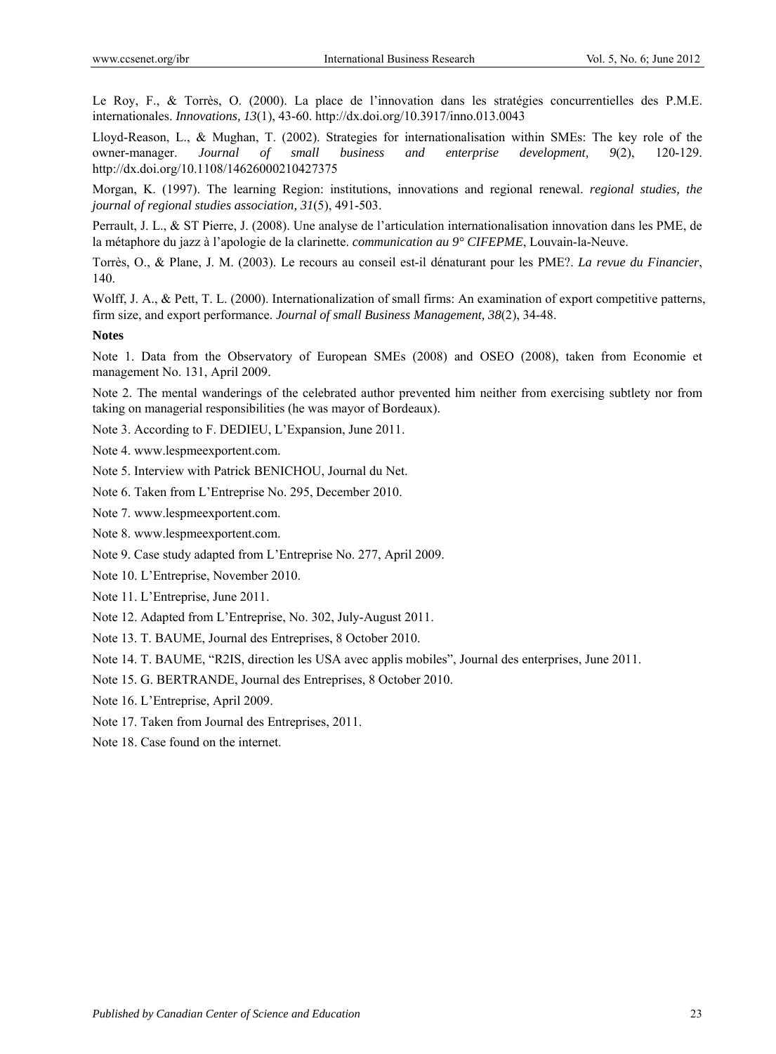Le Roy, F., & Torrès, O. (2000). La place de l'innovation dans les stratégies concurrentielles des P.M.E. internationales. *Innovations, 13*(1), 43-60. http://dx.doi.org/10.3917/inno.013.0043

Lloyd-Reason, L., & Mughan, T. (2002). Strategies for internationalisation within SMEs: The key role of the owner-manager. *Journal of small business and enterprise development, 9*(2), 120-129. http://dx.doi.org/10.1108/14626000210427375

Morgan, K. (1997). The learning Region: institutions, innovations and regional renewal. *regional studies, the journal of regional studies association, 31*(5), 491-503.

Perrault, J. L., & ST Pierre, J. (2008). Une analyse de l'articulation internationalisation innovation dans les PME, de la métaphore du jazz à l'apologie de la clarinette. *communication au 9° CIFEPME*, Louvain-la-Neuve.

Torrès, O., & Plane, J. M. (2003). Le recours au conseil est-il dénaturant pour les PME?. *La revue du Financier*, 140.

Wolff, J. A., & Pett, T. L. (2000). Internationalization of small firms: An examination of export competitive patterns, firm size, and export performance. *Journal of small Business Management, 38*(2), 34-48.

**Notes**

Note 1. Data from the Observatory of European SMEs (2008) and OSEO (2008), taken from Economie et management No. 131, April 2009.

Note 2. The mental wanderings of the celebrated author prevented him neither from exercising subtlety nor from taking on managerial responsibilities (he was mayor of Bordeaux).

Note 3. According to F. DEDIEU, L'Expansion, June 2011.

Note 4. www.lespmeexportent.com.

Note 5. Interview with Patrick BENICHOU, Journal du Net.

Note 6. Taken from L'Entreprise No. 295, December 2010.

Note 7. www.lespmeexportent.com.

Note 8. www.lespmeexportent.com.

Note 9. Case study adapted from L'Entreprise No. 277, April 2009.

Note 10. L'Entreprise, November 2010.

Note 11. L'Entreprise, June 2011.

Note 12. Adapted from L'Entreprise, No. 302, July-August 2011.

Note 13. T. BAUME, Journal des Entreprises, 8 October 2010.

Note 14. T. BAUME, "R2IS, direction les USA avec applis mobiles", Journal des enterprises, June 2011.

Note 15. G. BERTRANDE, Journal des Entreprises, 8 October 2010.

Note 16. L'Entreprise, April 2009.

Note 17. Taken from Journal des Entreprises, 2011.

Note 18. Case found on the internet.